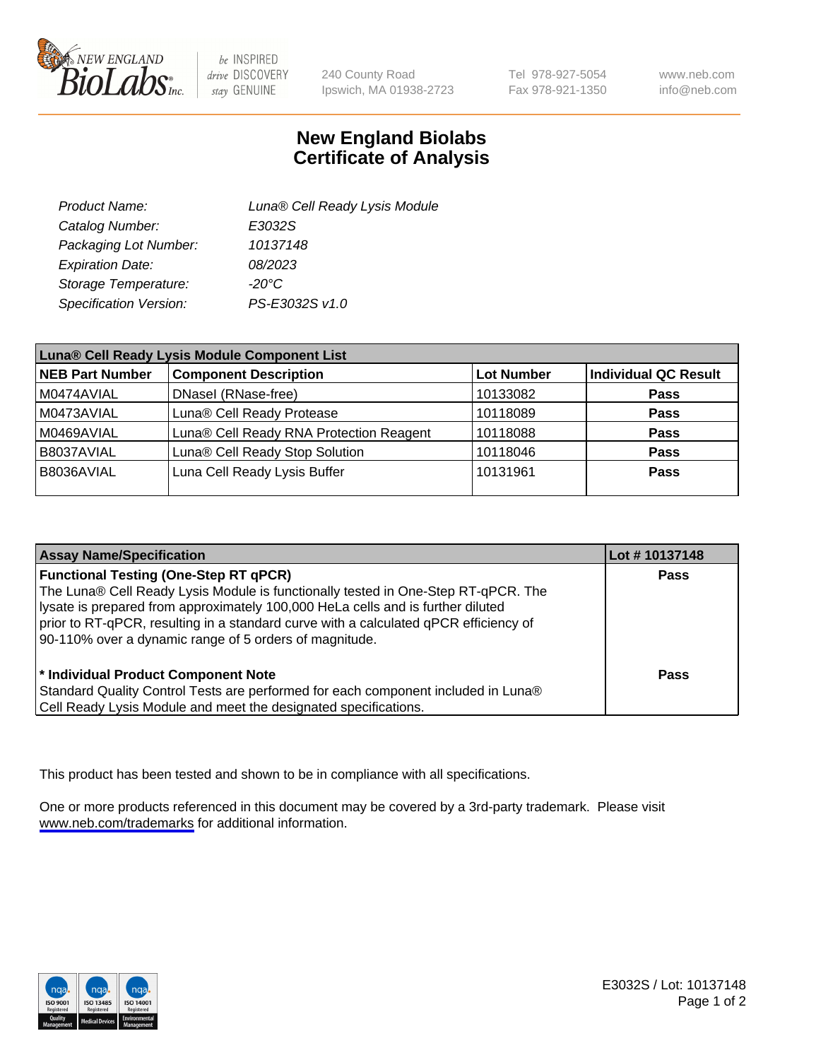NEW ENGLAND BioLabs Inc. — be INSPIRED drive DISCOVERY stay GENUINE

240 County Road
Ipswich, MA 01938-2723

Tel 978-927-5054
Fax 978-921-1350

www.neb.com
info@neb.com

# New England Biolabs
# Certificate of Analysis

| | |
|---|---|
| *Product Name:* | *Luna® Cell Ready Lysis Module* |
| *Catalog Number:* | *E3032S* |
| *Packaging Lot Number:* | *10137148* |
| *Expiration Date:* | *08/2023* |
| *Storage Temperature:* | *-20°C* |
| *Specification Version:* | *PS-E3032S v1.0* |

| **Luna® Cell Ready Lysis Module Component List** | | | |
|---|---|---|---|
| **NEB Part Number** | **Component Description** | **Lot Number** | **Individual QC Result** |
| M0474AVIAL | DNaseI (RNase-free) | 10133082 | **Pass** |
| M0473AVIAL | Luna® Cell Ready Protease | 10118089 | **Pass** |
| M0469AVIAL | Luna® Cell Ready RNA Protection Reagent | 10118088 | **Pass** |
| B8037AVIAL | Luna® Cell Ready Stop Solution | 10118046 | **Pass** |
| B8036AVIAL | Luna Cell Ready Lysis Buffer | 10131961 | **Pass** |

| **Assay Name/Specification** | **Lot # 10137148** |
|---|---|
| **Functional Testing (One-Step RT qPCR)**<br>The Luna® Cell Ready Lysis Module is functionally tested in One-Step RT-qPCR. The lysate is prepared from approximately 100,000 HeLa cells and is further diluted prior to RT-qPCR, resulting in a standard curve with a calculated qPCR efficiency of 90-110% over a dynamic range of 5 orders of magnitude. | **Pass** |
| **\* Individual Product Component Note**<br>Standard Quality Control Tests are performed for each component included in Luna® Cell Ready Lysis Module and meet the designated specifications. | **Pass** |

This product has been tested and shown to be in compliance with all specifications.

One or more products referenced in this document may be covered by a 3rd-party trademark. Please visit www.neb.com/trademarks for additional information.

E3032S / Lot: 10137148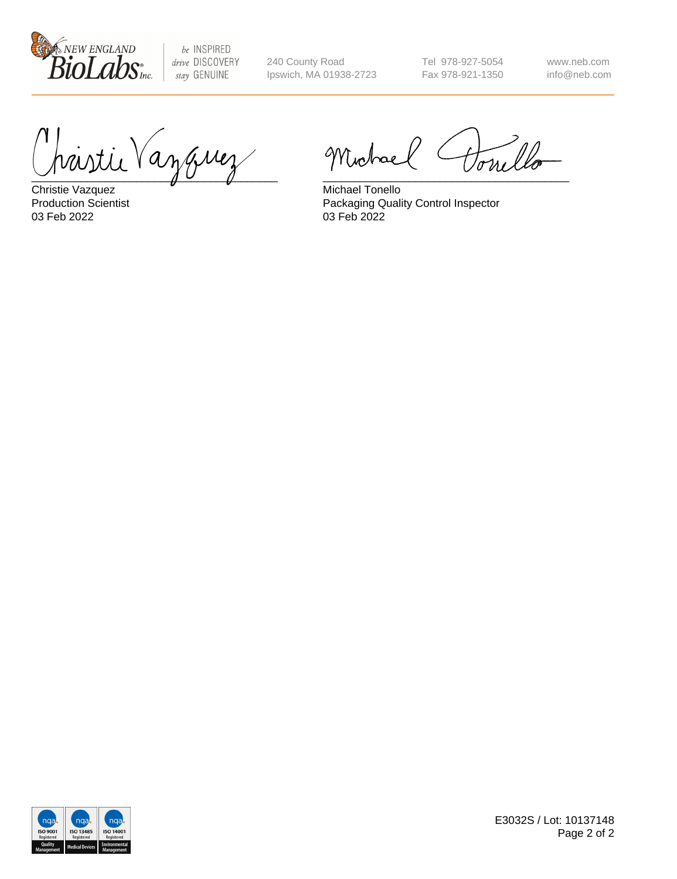Christie Vazquez
Production Scientist
03 Feb 2022

Michael Tonello
Packaging Quality Control Inspector
03 Feb 2022

E3032S / Lot: 10137148